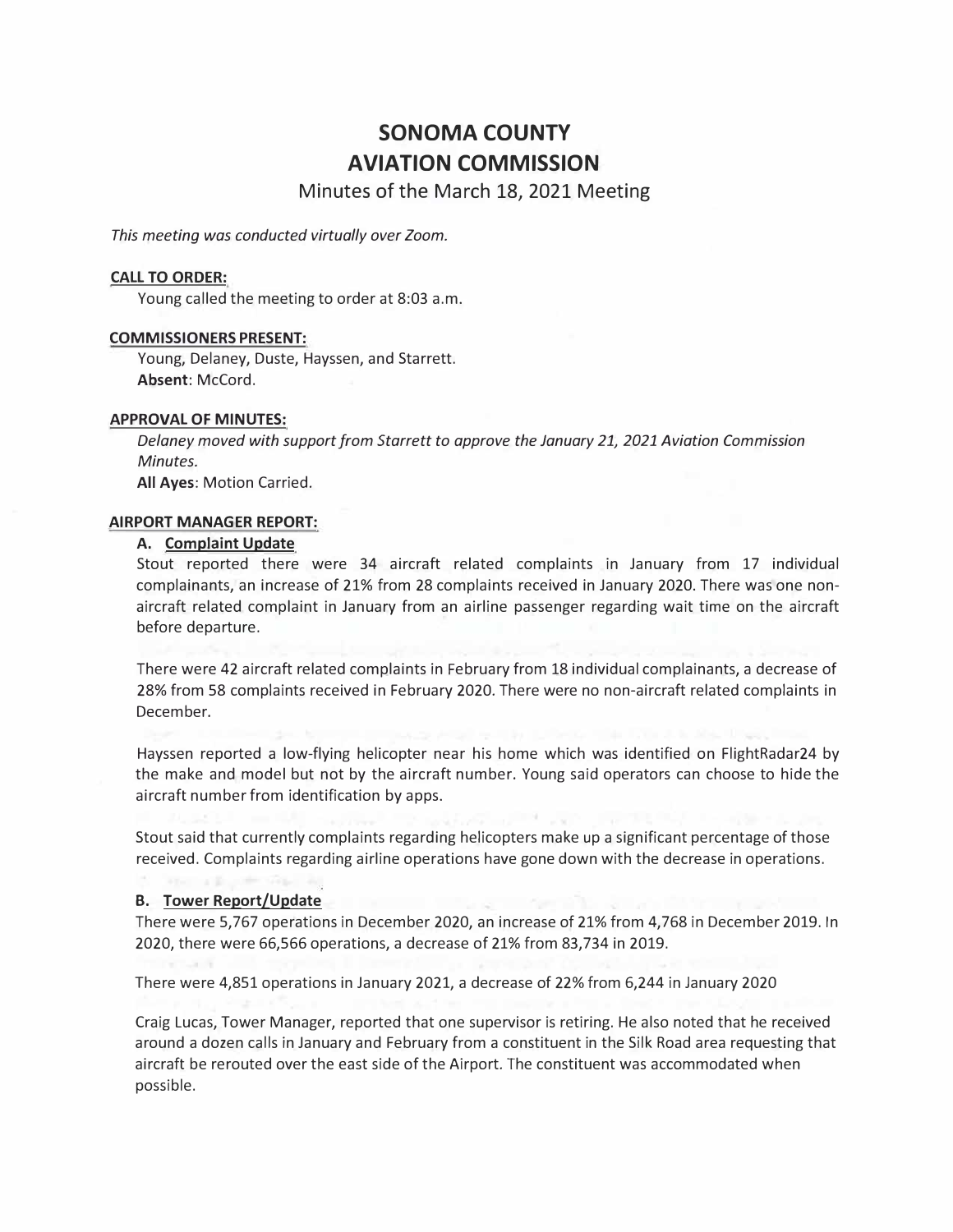# SONOMA COUNTY
# AVIATION COMMISSION

Minutes of the March 18, 2021 Meeting

*This meeting was conducted virtually over Zoom.*

**CALL TO ORDER:**

Young called the meeting to order at 8:03 a.m.

**COMMISSIONERS PRESENT:**

Young, Delaney, Duste, Hayssen, and Starrett.
**Absent**: McCord.

**APPROVAL OF MINUTES:**

*Delaney moved with support from Starrett to approve the January 21, 2021 Aviation Commission Minutes.*
**All Ayes**: Motion Carried.

**AIRPORT MANAGER REPORT:**

**A. Complaint Update**

Stout reported there were 34 aircraft related complaints in January from 17 individual complainants, an increase of 21% from 28 complaints received in January 2020. There was one non-aircraft related complaint in January from an airline passenger regarding wait time on the aircraft before departure.

There were 42 aircraft related complaints in February from 18 individual complainants, a decrease of 28% from 58 complaints received in February 2020. There were no non-aircraft related complaints in December.

Hayssen reported a low-flying helicopter near his home which was identified on FlightRadar24 by the make and model but not by the aircraft number. Young said operators can choose to hide the aircraft number from identification by apps.

Stout said that currently complaints regarding helicopters make up a significant percentage of those received. Complaints regarding airline operations have gone down with the decrease in operations.

**B. Tower Report/Update**

There were 5,767 operations in December 2020, an increase of 21% from 4,768 in December 2019. In 2020, there were 66,566 operations, a decrease of 21% from 83,734 in 2019.

There were 4,851 operations in January 2021, a decrease of 22% from 6,244 in January 2020

Craig Lucas, Tower Manager, reported that one supervisor is retiring. He also noted that he received around a dozen calls in January and February from a constituent in the Silk Road area requesting that aircraft be rerouted over the east side of the Airport. The constituent was accommodated when possible.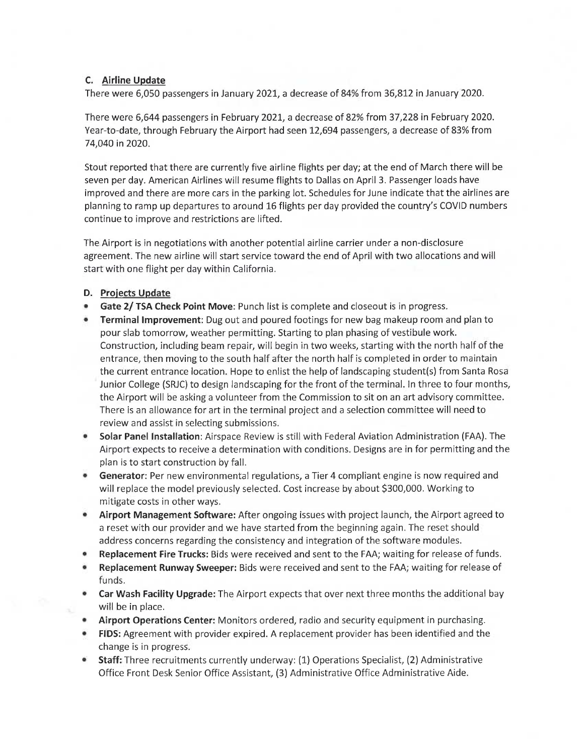### C. Airline Update

There were 6,050 passengers in January 2021, a decrease of 84% from 36,812 in January 2020.

There were 6,644 passengers in February 2021, a decrease of 82% from 37,228 in February 2020. Year-to-date, through February the Airport had seen 12,694 passengers, a decrease of 83% from 74,040 in 2020.

Stout reported that there are currently five airline flights per day; at the end of March there will be seven per day. American Airlines will resume flights to Dallas on April 3. Passenger loads have improved and there are more cars in the parking lot. Schedules for June indicate that the airlines are planning to ramp up departures to around 16 flights per day provided the country's COVID numbers continue to improve and restrictions are lifted.

The Airport is in negotiations with another potential airline carrier under a non-disclosure agreement. The new airline will start service toward the end of April with two allocations and will start with one flight per day within California.

### D. Projects Update

- **Gate 2/ TSA Check Point Move**: Punch list is complete and closeout is in progress.
- **Terminal Improvement**: Dug out and poured footings for new bag makeup room and plan to pour slab tomorrow, weather permitting. Starting to plan phasing of vestibule work. Construction, including beam repair, will begin in two weeks, starting with the north half of the entrance, then moving to the south half after the north half is completed in order to maintain the current entrance location. Hope to enlist the help of landscaping student(s) from Santa Rosa Junior College (SRJC) to design landscaping for the front of the terminal. In three to four months, the Airport will be asking a volunteer from the Commission to sit on an art advisory committee. There is an allowance for art in the terminal project and a selection committee will need to review and assist in selecting submissions.
- **Solar Panel Installation**: Airspace Review is still with Federal Aviation Administration (FAA). The Airport expects to receive a determination with conditions. Designs are in for permitting and the plan is to start construction by fall.
- **Generator:** Per new environmental regulations, a Tier 4 compliant engine is now required and will replace the model previously selected. Cost increase by about $300,000. Working to mitigate costs in other ways.
- **Airport Management Software:** After ongoing issues with project launch, the Airport agreed to a reset with our provider and we have started from the beginning again. The reset should address concerns regarding the consistency and integration of the software modules.
- **Replacement Fire Trucks:** Bids were received and sent to the FAA; waiting for release of funds.
- **Replacement Runway Sweeper:** Bids were received and sent to the FAA; waiting for release of funds.
- **Car Wash Facility Upgrade:** The Airport expects that over next three months the additional bay will be in place.
- **Airport Operations Center:** Monitors ordered, radio and security equipment in purchasing.
- **FIDS:** Agreement with provider expired. A replacement provider has been identified and the change is in progress.
- **Staff:** Three recruitments currently underway: (1) Operations Specialist, (2) Administrative Office Front Desk Senior Office Assistant, (3) Administrative Office Administrative Aide.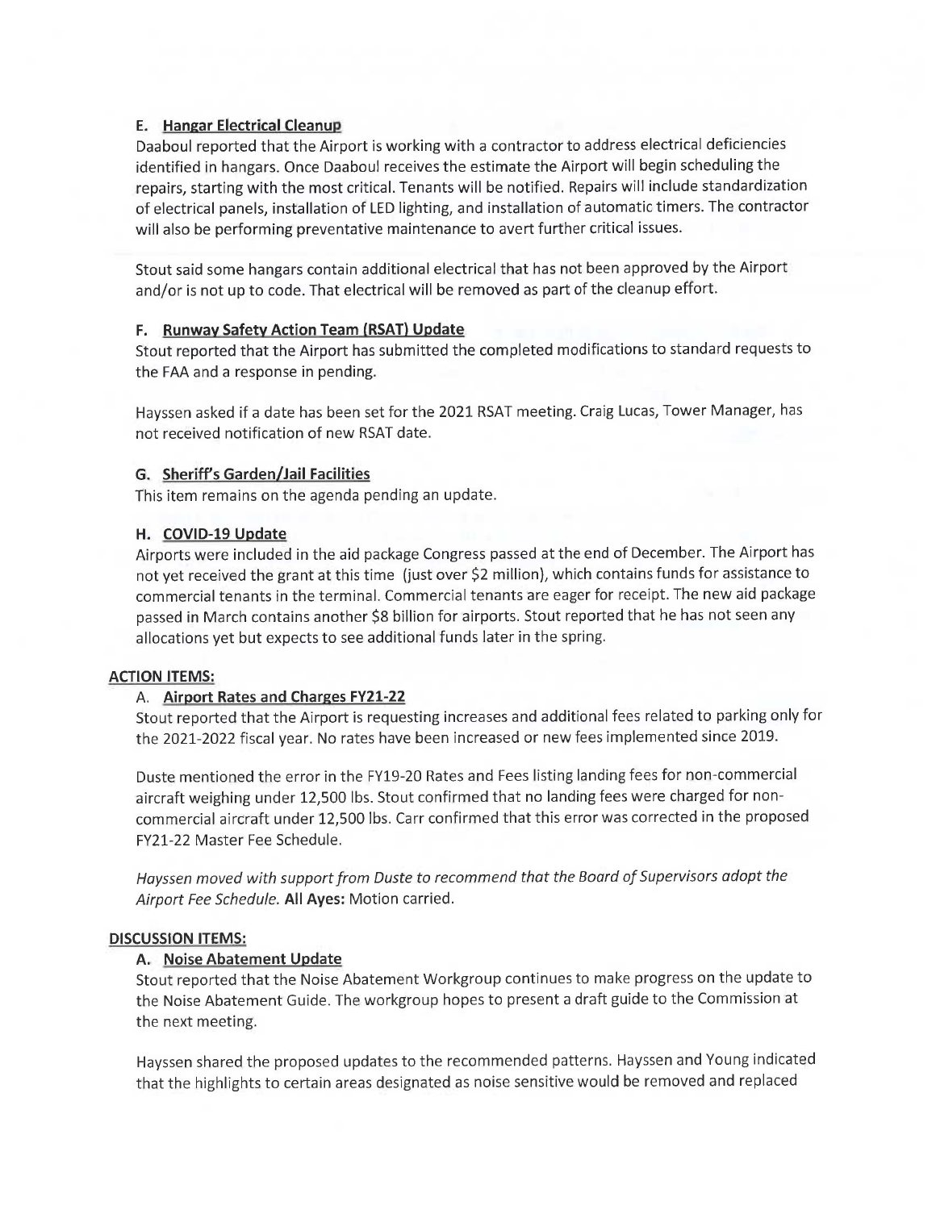### E. Hangar Electrical Cleanup

Daaboul reported that the Airport is working with a contractor to address electrical deficiencies identified in hangars. Once Daaboul receives the estimate the Airport will begin scheduling the repairs, starting with the most critical. Tenants will be notified. Repairs will include standardization of electrical panels, installation of LED lighting, and installation of automatic timers. The contractor will also be performing preventative maintenance to avert further critical issues.

Stout said some hangars contain additional electrical that has not been approved by the Airport and/or is not up to code. That electrical will be removed as part of the cleanup effort.

### F. Runway Safety Action Team (RSAT) Update

Stout reported that the Airport has submitted the completed modifications to standard requests to the FAA and a response in pending.

Hayssen asked if a date has been set for the 2021 RSAT meeting. Craig Lucas, Tower Manager, has not received notification of new RSAT date.

### G. Sheriff's Garden/Jail Facilities

This item remains on the agenda pending an update.

### H. COVID-19 Update

Airports were included in the aid package Congress passed at the end of December. The Airport has not yet received the grant at this time (just over $2 million), which contains funds for assistance to commercial tenants in the terminal. Commercial tenants are eager for receipt. The new aid package passed in March contains another $8 billion for airports. Stout reported that he has not seen any allocations yet but expects to see additional funds later in the spring.

## ACTION ITEMS:

### A. Airport Rates and Charges FY21-22

Stout reported that the Airport is requesting increases and additional fees related to parking only for the 2021-2022 fiscal year. No rates have been increased or new fees implemented since 2019.

Duste mentioned the error in the FY19-20 Rates and Fees listing landing fees for non-commercial aircraft weighing under 12,500 lbs. Stout confirmed that no landing fees were charged for non-commercial aircraft under 12,500 lbs. Carr confirmed that this error was corrected in the proposed FY21-22 Master Fee Schedule.

*Hayssen moved with support from Duste to recommend that the Board of Supervisors adopt the Airport Fee Schedule.* **All Ayes:** Motion carried.

## DISCUSSION ITEMS:

### A. Noise Abatement Update

Stout reported that the Noise Abatement Workgroup continues to make progress on the update to the Noise Abatement Guide. The workgroup hopes to present a draft guide to the Commission at the next meeting.

Hayssen shared the proposed updates to the recommended patterns. Hayssen and Young indicated that the highlights to certain areas designated as noise sensitive would be removed and replaced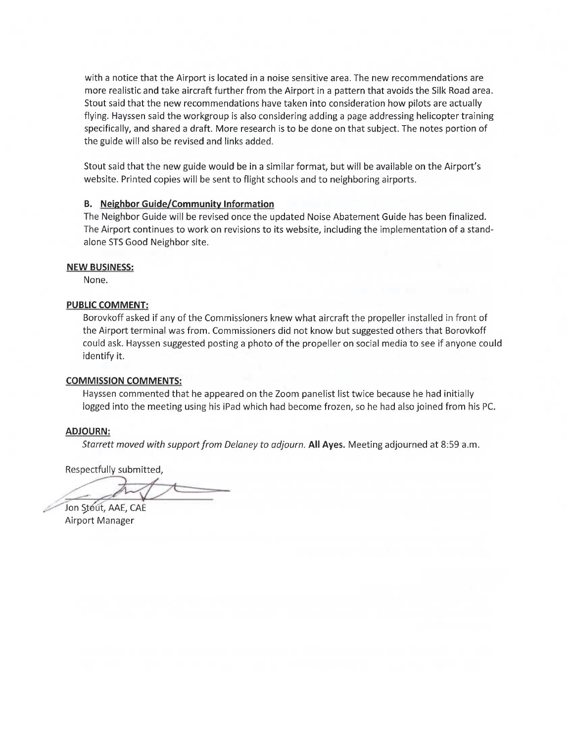with a notice that the Airport is located in a noise sensitive area. The new recommendations are more realistic and take aircraft further from the Airport in a pattern that avoids the Silk Road area. Stout said that the new recommendations have taken into consideration how pilots are actually flying. Hayssen said the workgroup is also considering adding a page addressing helicopter training specifically, and shared a draft. More research is to be done on that subject. The notes portion of the guide will also be revised and links added.

Stout said that the new guide would be in a similar format, but will be available on the Airport's website. Printed copies will be sent to flight schools and to neighboring airports.

**B. Neighbor Guide/Community Information**

The Neighbor Guide will be revised once the updated Noise Abatement Guide has been finalized. The Airport continues to work on revisions to its website, including the implementation of a stand-alone STS Good Neighbor site.

**NEW BUSINESS:**

None.

**PUBLIC COMMENT:**

Borovkoff asked if any of the Commissioners knew what aircraft the propeller installed in front of the Airport terminal was from. Commissioners did not know but suggested others that Borovkoff could ask. Hayssen suggested posting a photo of the propeller on social media to see if anyone could identify it.

**COMMISSION COMMENTS:**

Hayssen commented that he appeared on the Zoom panelist list twice because he had initially logged into the meeting using his iPad which had become frozen, so he had also joined from his PC.

**ADJOURN:**

*Starrett moved with support from Delaney to adjourn.* **All Ayes.** Meeting adjourned at 8:59 a.m.

Respectfully submitted,

Jon Stout, AAE, CAE
Airport Manager